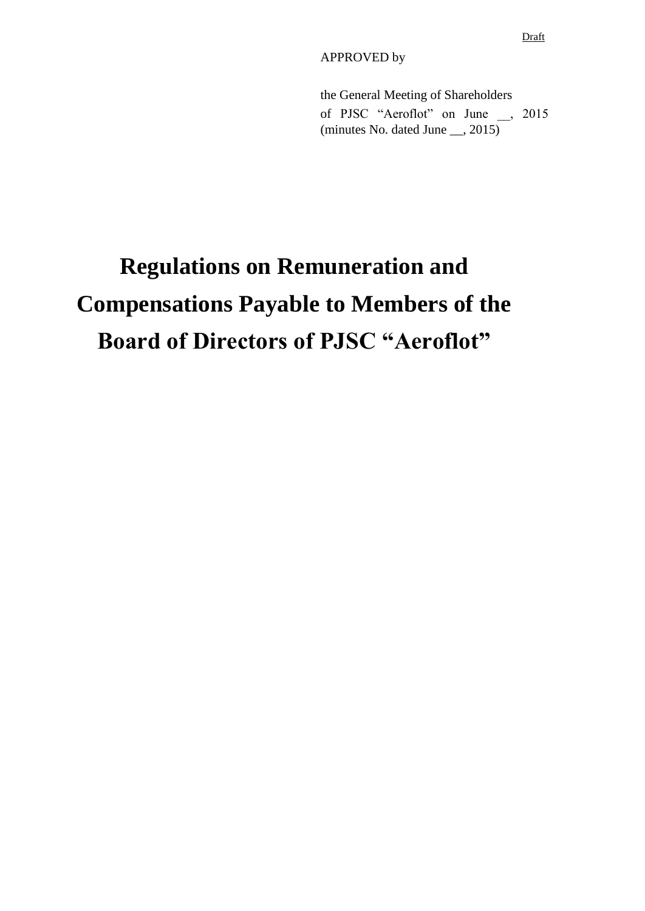Draft

APPROVED by

the General Meeting of Shareholders of PJSC "Aeroflot" on June __, 2015 (minutes No. dated June __, 2015)

# Regulations on Remuneration and Compensations Payable to Members of the Board of Directors of PJSC "Aeroflot"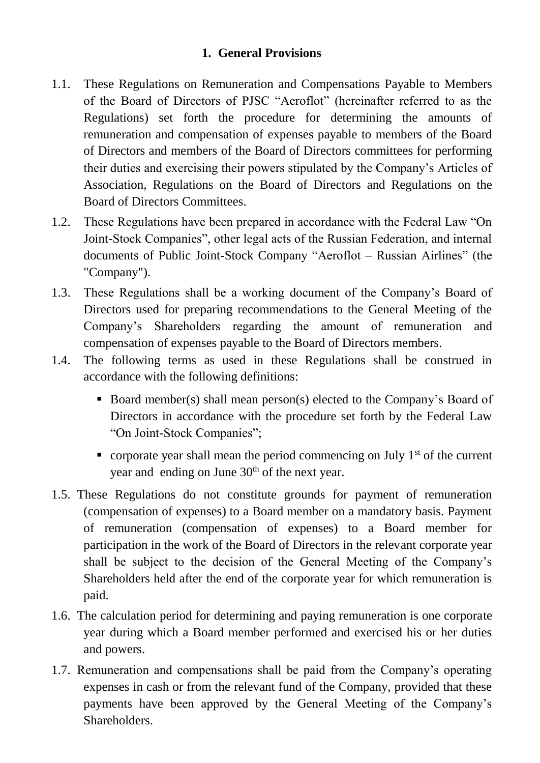# 1. General Provisions

1.1. These Regulations on Remuneration and Compensations Payable to Members of the Board of Directors of PJSC "Aeroflot" (hereinafter referred to as the Regulations) set forth the procedure for determining the amounts of remuneration and compensation of expenses payable to members of the Board of Directors and members of the Board of Directors committees for performing their duties and exercising their powers stipulated by the Company's Articles of Association, Regulations on the Board of Directors and Regulations on the Board of Directors Committees.

1.2. These Regulations have been prepared in accordance with the Federal Law "On Joint-Stock Companies", other legal acts of the Russian Federation, and internal documents of Public Joint-Stock Company "Aeroflot – Russian Airlines" (the "Company").

1.3. These Regulations shall be a working document of the Company's Board of Directors used for preparing recommendations to the General Meeting of the Company's Shareholders regarding the amount of remuneration and compensation of expenses payable to the Board of Directors members.

1.4. The following terms as used in these Regulations shall be construed in accordance with the following definitions:

- Board member(s) shall mean person(s) elected to the Company's Board of Directors in accordance with the procedure set forth by the Federal Law "On Joint-Stock Companies";
- corporate year shall mean the period commencing on July 1st of the current year and ending on June 30th of the next year.

1.5. These Regulations do not constitute grounds for payment of remuneration (compensation of expenses) to a Board member on a mandatory basis. Payment of remuneration (compensation of expenses) to a Board member for participation in the work of the Board of Directors in the relevant corporate year shall be subject to the decision of the General Meeting of the Company's Shareholders held after the end of the corporate year for which remuneration is paid.

1.6. The calculation period for determining and paying remuneration is one corporate year during which a Board member performed and exercised his or her duties and powers.

1.7. Remuneration and compensations shall be paid from the Company's operating expenses in cash or from the relevant fund of the Company, provided that these payments have been approved by the General Meeting of the Company's Shareholders.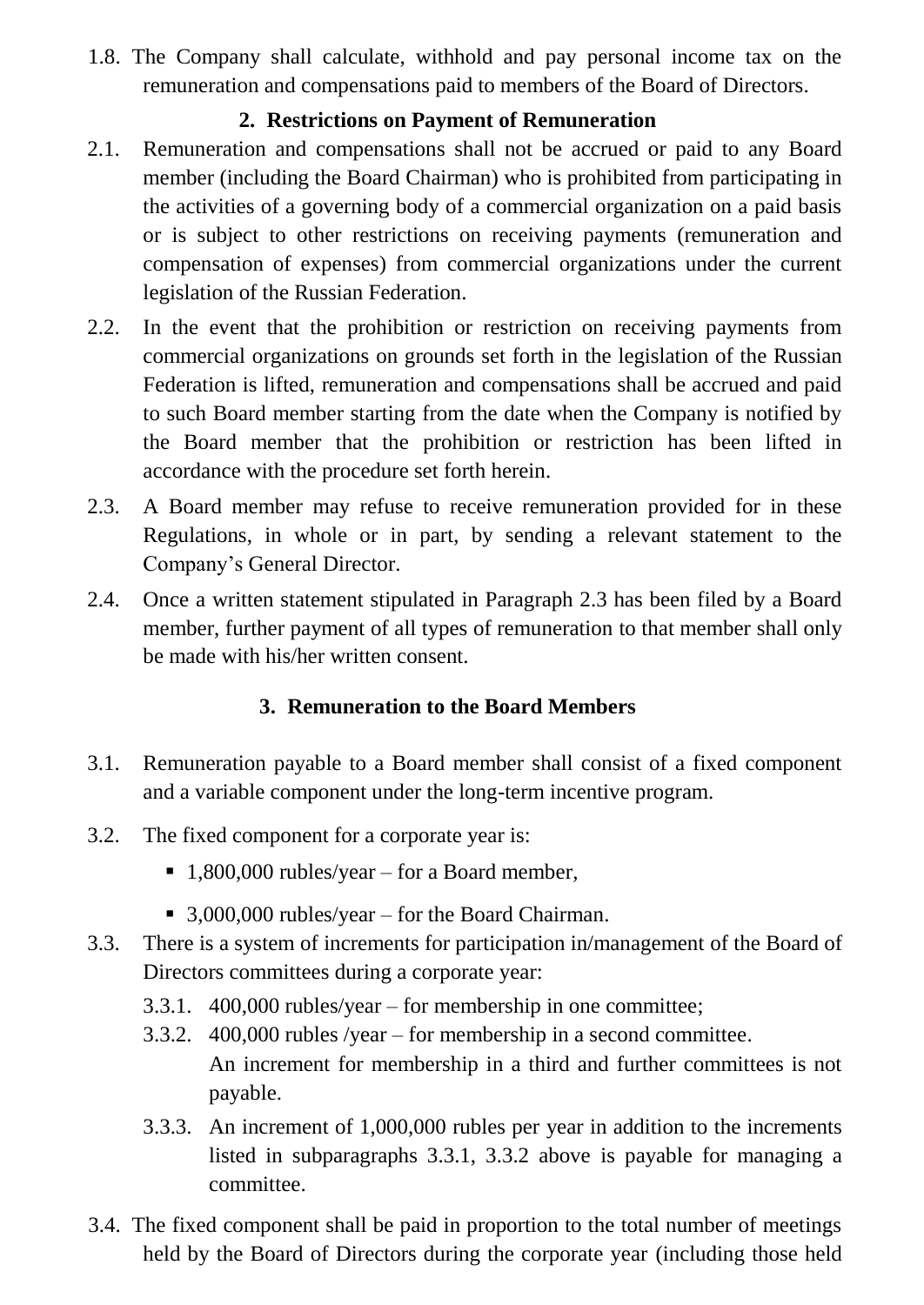1.8. The Company shall calculate, withhold and pay personal income tax on the remuneration and compensations paid to members of the Board of Directors.

## 2. Restrictions on Payment of Remuneration

2.1. Remuneration and compensations shall not be accrued or paid to any Board member (including the Board Chairman) who is prohibited from participating in the activities of a governing body of a commercial organization on a paid basis or is subject to other restrictions on receiving payments (remuneration and compensation of expenses) from commercial organizations under the current legislation of the Russian Federation.

2.2. In the event that the prohibition or restriction on receiving payments from commercial organizations on grounds set forth in the legislation of the Russian Federation is lifted, remuneration and compensations shall be accrued and paid to such Board member starting from the date when the Company is notified by the Board member that the prohibition or restriction has been lifted in accordance with the procedure set forth herein.

2.3. A Board member may refuse to receive remuneration provided for in these Regulations, in whole or in part, by sending a relevant statement to the Company's General Director.

2.4. Once a written statement stipulated in Paragraph 2.3 has been filed by a Board member, further payment of all types of remuneration to that member shall only be made with his/her written consent.

## 3. Remuneration to the Board Members

3.1. Remuneration payable to a Board member shall consist of a fixed component and a variable component under the long-term incentive program.

3.2. The fixed component for a corporate year is:

- 1,800,000 rubles/year – for a Board member,
- 3,000,000 rubles/year – for the Board Chairman.

3.3. There is a system of increments for participation in/management of the Board of Directors committees during a corporate year:

3.3.1. 400,000 rubles/year – for membership in one committee;

3.3.2. 400,000 rubles /year – for membership in a second committee. An increment for membership in a third and further committees is not payable.

3.3.3. An increment of 1,000,000 rubles per year in addition to the increments listed in subparagraphs 3.3.1, 3.3.2 above is payable for managing a committee.

3.4. The fixed component shall be paid in proportion to the total number of meetings held by the Board of Directors during the corporate year (including those held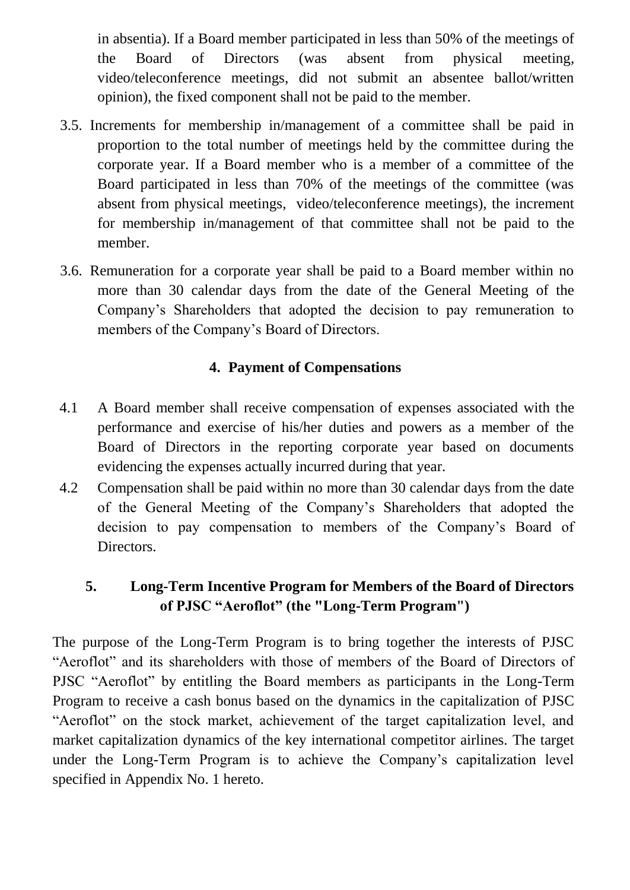in absentia). If a Board member participated in less than 50% of the meetings of the Board of Directors (was absent from physical meeting, video/teleconference meetings, did not submit an absentee ballot/written opinion), the fixed component shall not be paid to the member.

3.5. Increments for membership in/management of a committee shall be paid in proportion to the total number of meetings held by the committee during the corporate year. If a Board member who is a member of a committee of the Board participated in less than 70% of the meetings of the committee (was absent from physical meetings, video/teleconference meetings), the increment for membership in/management of that committee shall not be paid to the member.

3.6. Remuneration for a corporate year shall be paid to a Board member within no more than 30 calendar days from the date of the General Meeting of the Company's Shareholders that adopted the decision to pay remuneration to members of the Company's Board of Directors.

## 4. Payment of Compensations

4.1 A Board member shall receive compensation of expenses associated with the performance and exercise of his/her duties and powers as a member of the Board of Directors in the reporting corporate year based on documents evidencing the expenses actually incurred during that year.

4.2 Compensation shall be paid within no more than 30 calendar days from the date of the General Meeting of the Company's Shareholders that adopted the decision to pay compensation to members of the Company's Board of Directors.

## 5. Long-Term Incentive Program for Members of the Board of Directors of PJSC "Aeroflot" (the "Long-Term Program")

The purpose of the Long-Term Program is to bring together the interests of PJSC "Aeroflot" and its shareholders with those of members of the Board of Directors of PJSC "Aeroflot" by entitling the Board members as participants in the Long-Term Program to receive a cash bonus based on the dynamics in the capitalization of PJSC "Aeroflot" on the stock market, achievement of the target capitalization level, and market capitalization dynamics of the key international competitor airlines. The target under the Long-Term Program is to achieve the Company's capitalization level specified in Appendix No. 1 hereto.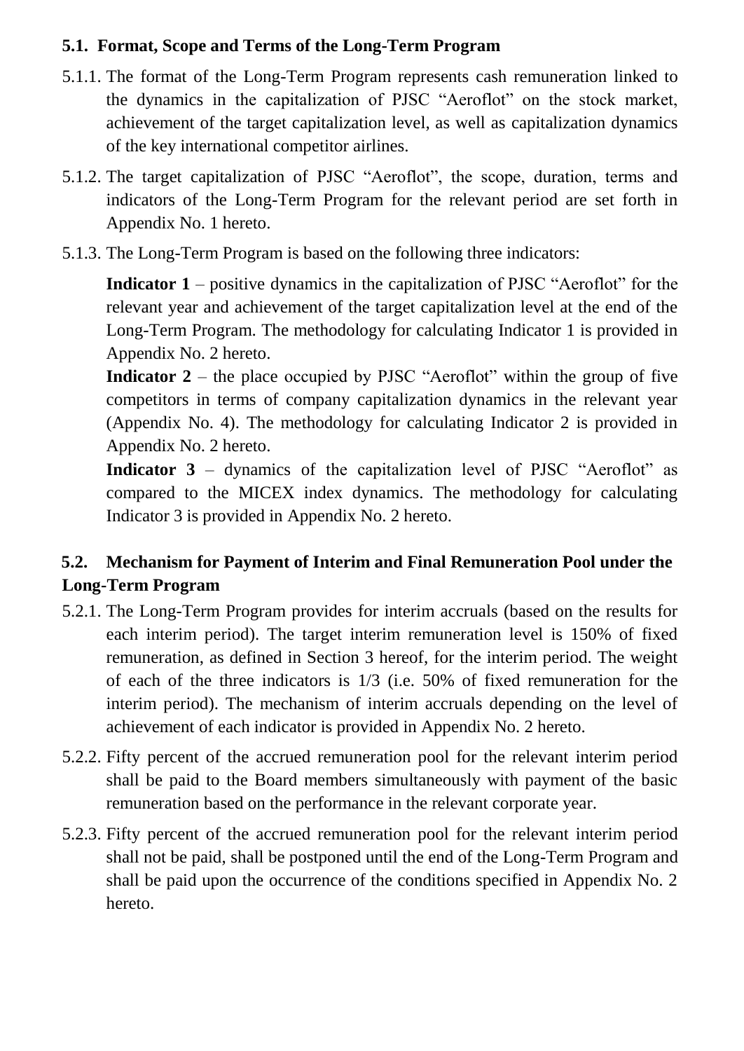### 5.1. Format, Scope and Terms of the Long-Term Program

5.1.1. The format of the Long-Term Program represents cash remuneration linked to the dynamics in the capitalization of PJSC “Aeroflot” on the stock market, achievement of the target capitalization level, as well as capitalization dynamics of the key international competitor airlines.

5.1.2. The target capitalization of PJSC “Aeroflot”, the scope, duration, terms and indicators of the Long-Term Program for the relevant period are set forth in Appendix No. 1 hereto.

5.1.3. The Long-Term Program is based on the following three indicators:

**Indicator 1** – positive dynamics in the capitalization of PJSC “Aeroflot” for the relevant year and achievement of the target capitalization level at the end of the Long-Term Program. The methodology for calculating Indicator 1 is provided in Appendix No. 2 hereto.

**Indicator 2** – the place occupied by PJSC “Aeroflot” within the group of five competitors in terms of company capitalization dynamics in the relevant year (Appendix No. 4). The methodology for calculating Indicator 2 is provided in Appendix No. 2 hereto.

**Indicator 3** – dynamics of the capitalization level of PJSC “Aeroflot” as compared to the MICEX index dynamics. The methodology for calculating Indicator 3 is provided in Appendix No. 2 hereto.

### 5.2. Mechanism for Payment of Interim and Final Remuneration Pool under the Long-Term Program

5.2.1. The Long-Term Program provides for interim accruals (based on the results for each interim period). The target interim remuneration level is 150% of fixed remuneration, as defined in Section 3 hereof, for the interim period. The weight of each of the three indicators is 1/3 (i.e. 50% of fixed remuneration for the interim period). The mechanism of interim accruals depending on the level of achievement of each indicator is provided in Appendix No. 2 hereto.

5.2.2. Fifty percent of the accrued remuneration pool for the relevant interim period shall be paid to the Board members simultaneously with payment of the basic remuneration based on the performance in the relevant corporate year.

5.2.3. Fifty percent of the accrued remuneration pool for the relevant interim period shall not be paid, shall be postponed until the end of the Long-Term Program and shall be paid upon the occurrence of the conditions specified in Appendix No. 2 hereto.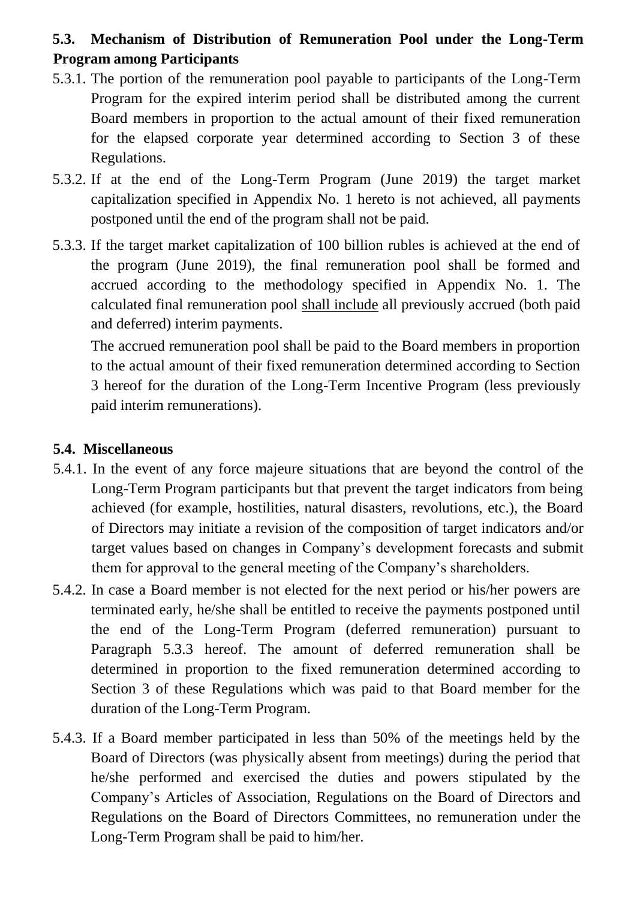### 5.3. Mechanism of Distribution of Remuneration Pool under the Long-Term Program among Participants

5.3.1. The portion of the remuneration pool payable to participants of the Long-Term Program for the expired interim period shall be distributed among the current Board members in proportion to the actual amount of their fixed remuneration for the elapsed corporate year determined according to Section 3 of these Regulations.

5.3.2. If at the end of the Long-Term Program (June 2019) the target market capitalization specified in Appendix No. 1 hereto is not achieved, all payments postponed until the end of the program shall not be paid.

5.3.3. If the target market capitalization of 100 billion rubles is achieved at the end of the program (June 2019), the final remuneration pool shall be formed and accrued according to the methodology specified in Appendix No. 1. The calculated final remuneration pool shall include all previously accrued (both paid and deferred) interim payments.

The accrued remuneration pool shall be paid to the Board members in proportion to the actual amount of their fixed remuneration determined according to Section 3 hereof for the duration of the Long-Term Incentive Program (less previously paid interim remunerations).

### 5.4. Miscellaneous

5.4.1. In the event of any force majeure situations that are beyond the control of the Long-Term Program participants but that prevent the target indicators from being achieved (for example, hostilities, natural disasters, revolutions, etc.), the Board of Directors may initiate a revision of the composition of target indicators and/or target values based on changes in Company's development forecasts and submit them for approval to the general meeting of the Company's shareholders.

5.4.2. In case a Board member is not elected for the next period or his/her powers are terminated early, he/she shall be entitled to receive the payments postponed until the end of the Long-Term Program (deferred remuneration) pursuant to Paragraph 5.3.3 hereof. The amount of deferred remuneration shall be determined in proportion to the fixed remuneration determined according to Section 3 of these Regulations which was paid to that Board member for the duration of the Long-Term Program.

5.4.3. If a Board member participated in less than 50% of the meetings held by the Board of Directors (was physically absent from meetings) during the period that he/she performed and exercised the duties and powers stipulated by the Company's Articles of Association, Regulations on the Board of Directors and Regulations on the Board of Directors Committees, no remuneration under the Long-Term Program shall be paid to him/her.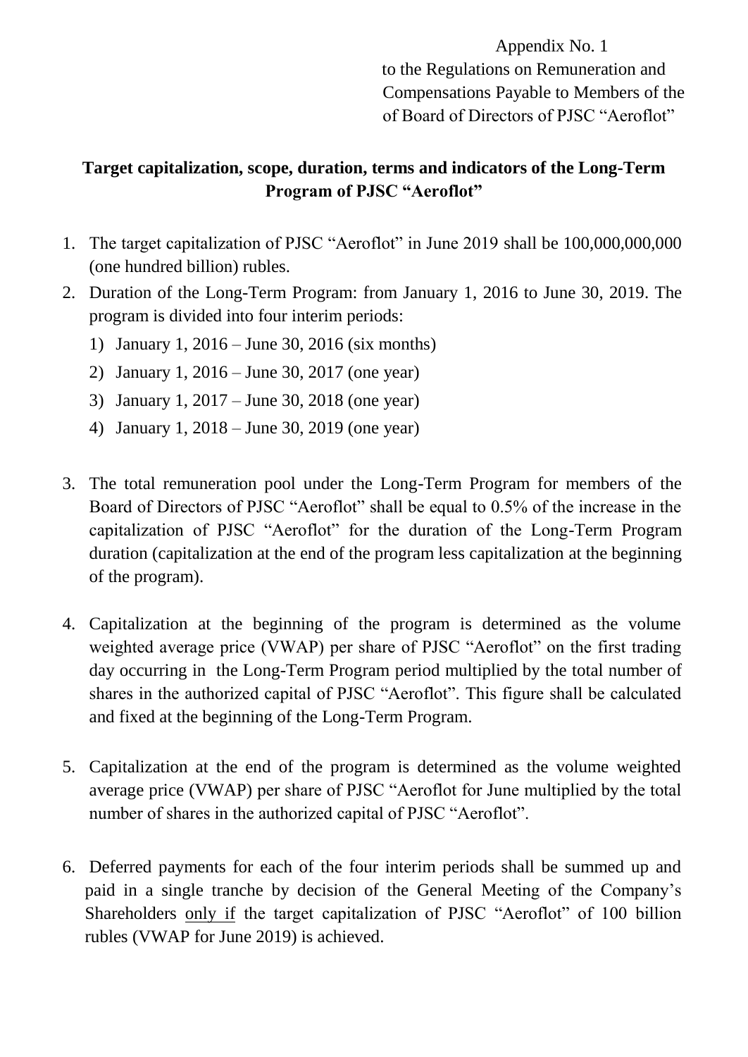Appendix No. 1
to the Regulations on Remuneration and Compensations Payable to Members of the of Board of Directors of PJSC "Aeroflot"

**Target capitalization, scope, duration, terms and indicators of the Long-Term Program of PJSC "Aeroflot"**

1. The target capitalization of PJSC "Aeroflot" in June 2019 shall be 100,000,000,000 (one hundred billion) rubles.
2. Duration of the Long-Term Program: from January 1, 2016 to June 30, 2019. The program is divided into four interim periods:
   1) January 1, 2016 – June 30, 2016 (six months)
   2) January 1, 2016 – June 30, 2017 (one year)
   3) January 1, 2017 – June 30, 2018 (one year)
   4) January 1, 2018 – June 30, 2019 (one year)

3. The total remuneration pool under the Long-Term Program for members of the Board of Directors of PJSC "Aeroflot" shall be equal to 0.5% of the increase in the capitalization of PJSC "Aeroflot" for the duration of the Long-Term Program duration (capitalization at the end of the program less capitalization at the beginning of the program).

4. Capitalization at the beginning of the program is determined as the volume weighted average price (VWAP) per share of PJSC "Aeroflot" on the first trading day occurring in the Long-Term Program period multiplied by the total number of shares in the authorized capital of PJSC "Aeroflot". This figure shall be calculated and fixed at the beginning of the Long-Term Program.

5. Capitalization at the end of the program is determined as the volume weighted average price (VWAP) per share of PJSC "Aeroflot for June multiplied by the total number of shares in the authorized capital of PJSC "Aeroflot".

6. Deferred payments for each of the four interim periods shall be summed up and paid in a single tranche by decision of the General Meeting of the Company's Shareholders <u>only if</u> the target capitalization of PJSC "Aeroflot" of 100 billion rubles (VWAP for June 2019) is achieved.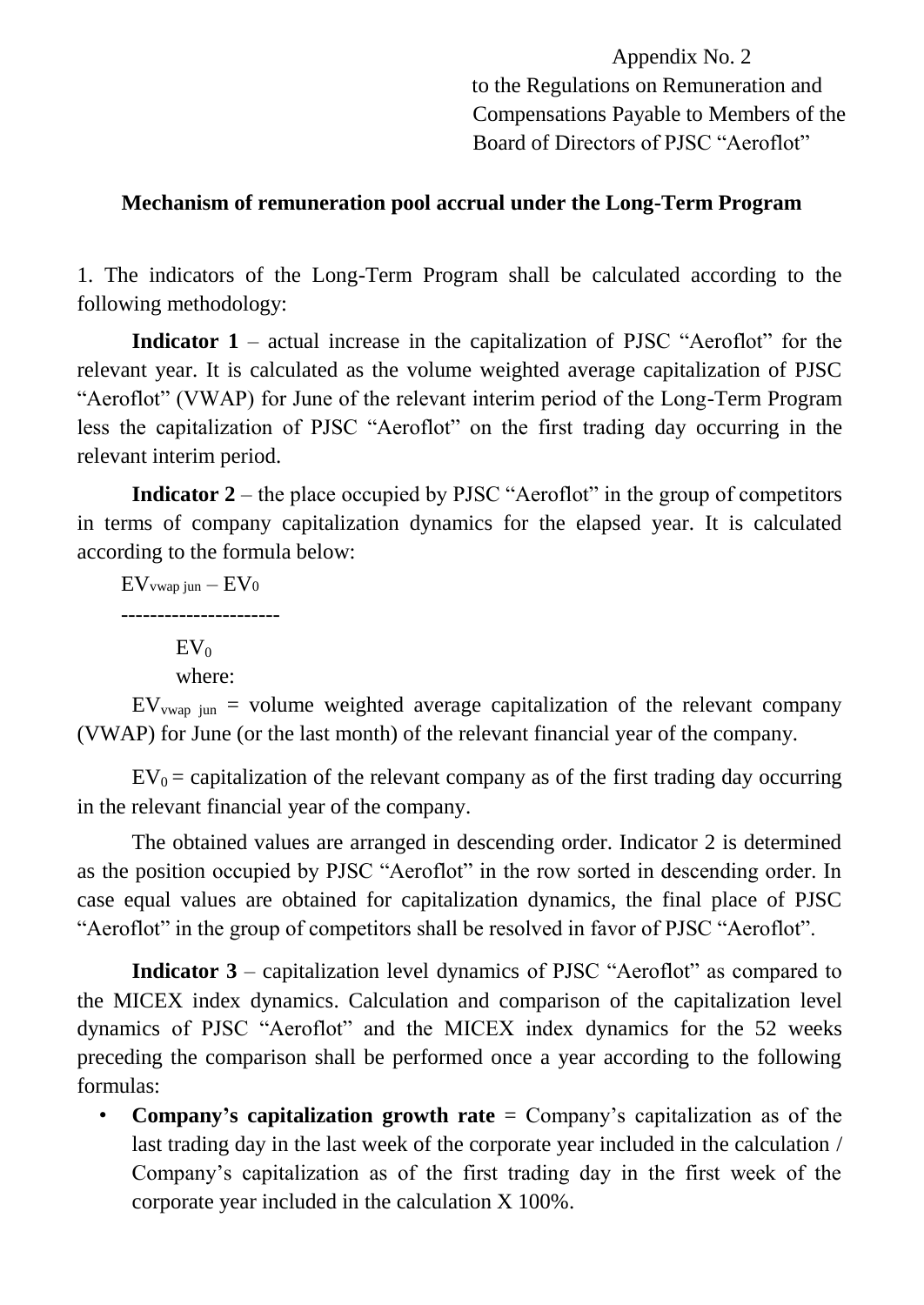Appendix No. 2
to the Regulations on Remuneration and Compensations Payable to Members of the Board of Directors of PJSC “Aeroflot”

**Mechanism of remuneration pool accrual under the Long-Term Program**

1. The indicators of the Long-Term Program shall be calculated according to the following methodology:

**Indicator 1** – actual increase in the capitalization of PJSC “Aeroflot” for the relevant year. It is calculated as the volume weighted average capitalization of PJSC “Aeroflot” (VWAP) for June of the relevant interim period of the Long-Term Program less the capitalization of PJSC “Aeroflot” on the first trading day occurring in the relevant interim period.

**Indicator 2** – the place occupied by PJSC “Aeroflot” in the group of competitors in terms of company capitalization dynamics for the elapsed year. It is calculated according to the formula below:

$$\frac{EV_{vwap\ jun} - EV_0}{EV_0}$$

where:

$EV_{vwap\ jun}$ = volume weighted average capitalization of the relevant company (VWAP) for June (or the last month) of the relevant financial year of the company.

$EV_0$ = capitalization of the relevant company as of the first trading day occurring in the relevant financial year of the company.

The obtained values are arranged in descending order. Indicator 2 is determined as the position occupied by PJSC “Aeroflot” in the row sorted in descending order. In case equal values are obtained for capitalization dynamics, the final place of PJSC “Aeroflot” in the group of competitors shall be resolved in favor of PJSC “Aeroflot”.

**Indicator 3** – capitalization level dynamics of PJSC “Aeroflot” as compared to the MICEX index dynamics. Calculation and comparison of the capitalization level dynamics of PJSC “Aeroflot” and the MICEX index dynamics for the 52 weeks preceding the comparison shall be performed once a year according to the following formulas:

- **Company’s capitalization growth rate** = Company’s capitalization as of the last trading day in the last week of the corporate year included in the calculation / Company’s capitalization as of the first trading day in the first week of the corporate year included in the calculation X 100%.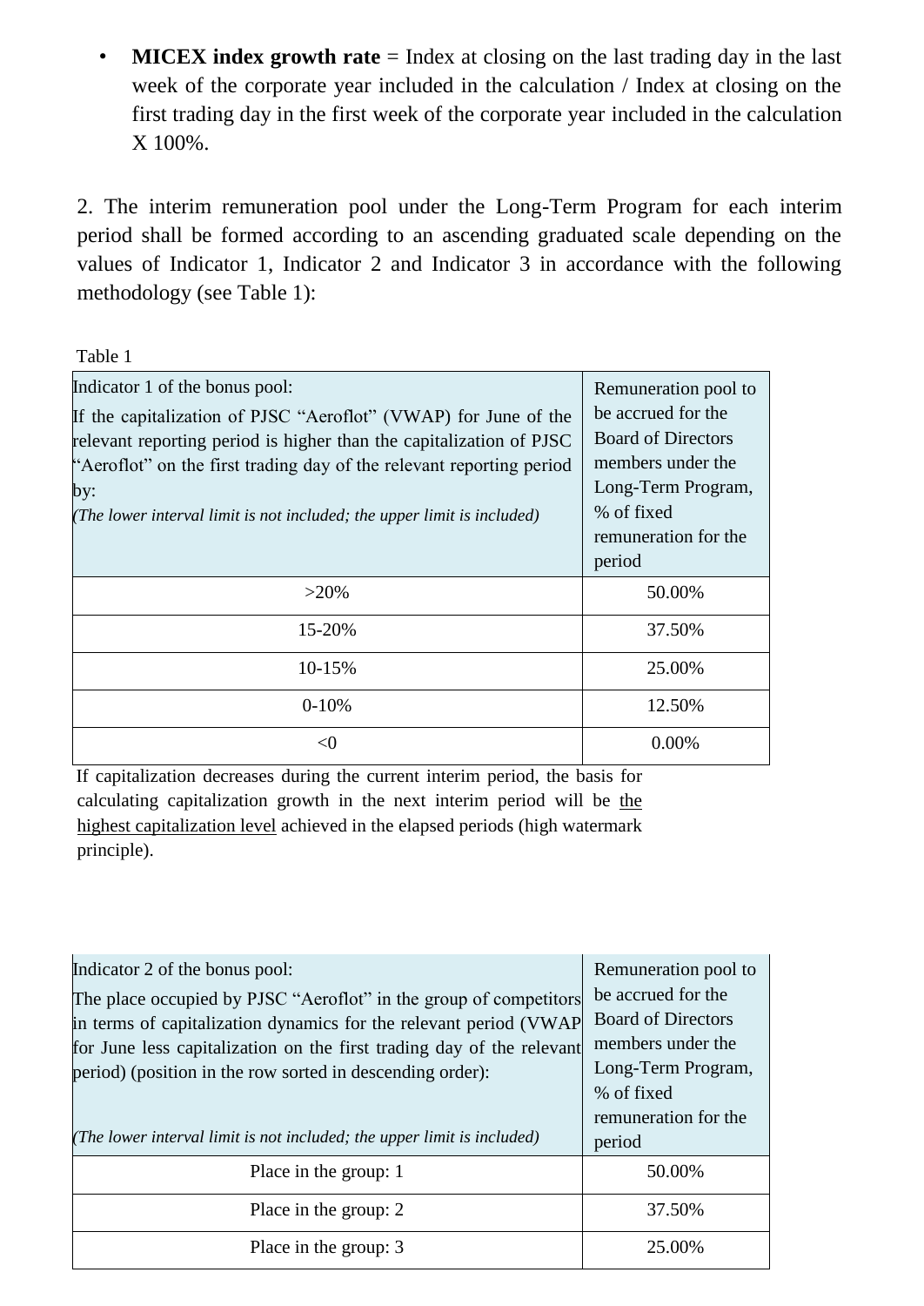- **MICEX index growth rate** = Index at closing on the last trading day in the last week of the corporate year included in the calculation / Index at closing on the first trading day in the first week of the corporate year included in the calculation X 100%.

2. The interim remuneration pool under the Long-Term Program for each interim period shall be formed according to an ascending graduated scale depending on the values of Indicator 1, Indicator 2 and Indicator 3 in accordance with the following methodology (see Table 1):

Table 1

| Indicator 1 of the bonus pool: If the capitalization of PJSC "Aeroflot" (VWAP) for June of the relevant reporting period is higher than the capitalization of PJSC "Aeroflot" on the first trading day of the relevant reporting period by: *(The lower interval limit is not included; the upper limit is included)* | Remuneration pool to be accrued for the Board of Directors members under the Long-Term Program, % of fixed remuneration for the period |
|---|---|
| >20% | 50.00% |
| 15-20% | 37.50% |
| 10-15% | 25.00% |
| 0-10% | 12.50% |
| <0 | 0.00% |

If capitalization decreases during the current interim period, the basis for calculating capitalization growth in the next interim period will be the highest capitalization level achieved in the elapsed periods (high watermark principle).

| Indicator 2 of the bonus pool: The place occupied by PJSC "Aeroflot" in the group of competitors in terms of capitalization dynamics for the relevant period (VWAP for June less capitalization on the first trading day of the relevant period) (position in the row sorted in descending order): *(The lower interval limit is not included; the upper limit is included)* | Remuneration pool to be accrued for the Board of Directors members under the Long-Term Program, % of fixed remuneration for the period |
|---|---|
| Place in the group: 1 | 50.00% |
| Place in the group: 2 | 37.50% |
| Place in the group: 3 | 25.00% |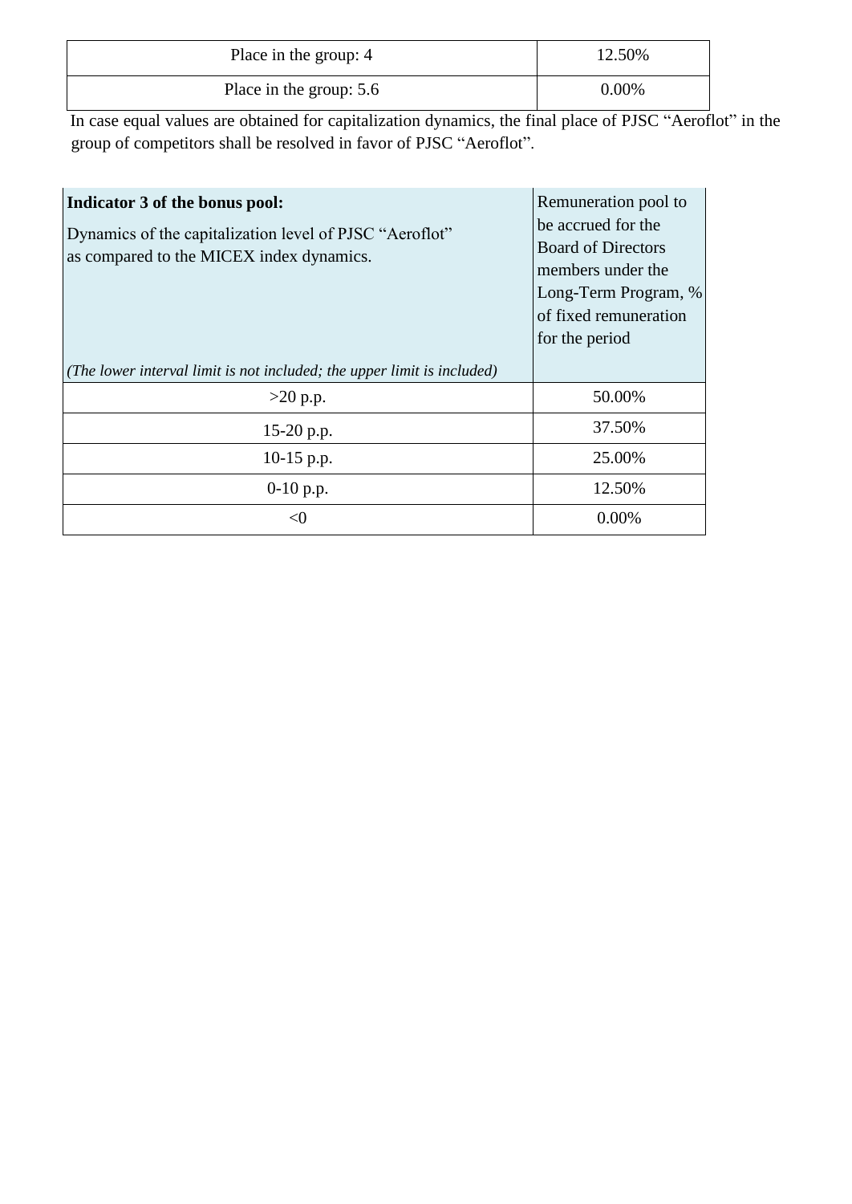| Place in the group: 4 | 12.50% |
|---|---|
| Place in the group: 5.6 | 0.00% |

In case equal values are obtained for capitalization dynamics, the final place of PJSC "Aeroflot" in the group of competitors shall be resolved in favor of PJSC "Aeroflot".

| **Indicator 3 of the bonus pool:** Dynamics of the capitalization level of PJSC "Aeroflot" as compared to the MICEX index dynamics. *(The lower interval limit is not included; the upper limit is included)* | Remuneration pool to be accrued for the Board of Directors members under the Long-Term Program, % of fixed remuneration for the period |
|---|---|
| >20 p.p. | 50.00% |
| 15-20 p.p. | 37.50% |
| 10-15 p.p. | 25.00% |
| 0-10 p.p. | 12.50% |
| <0 | 0.00% |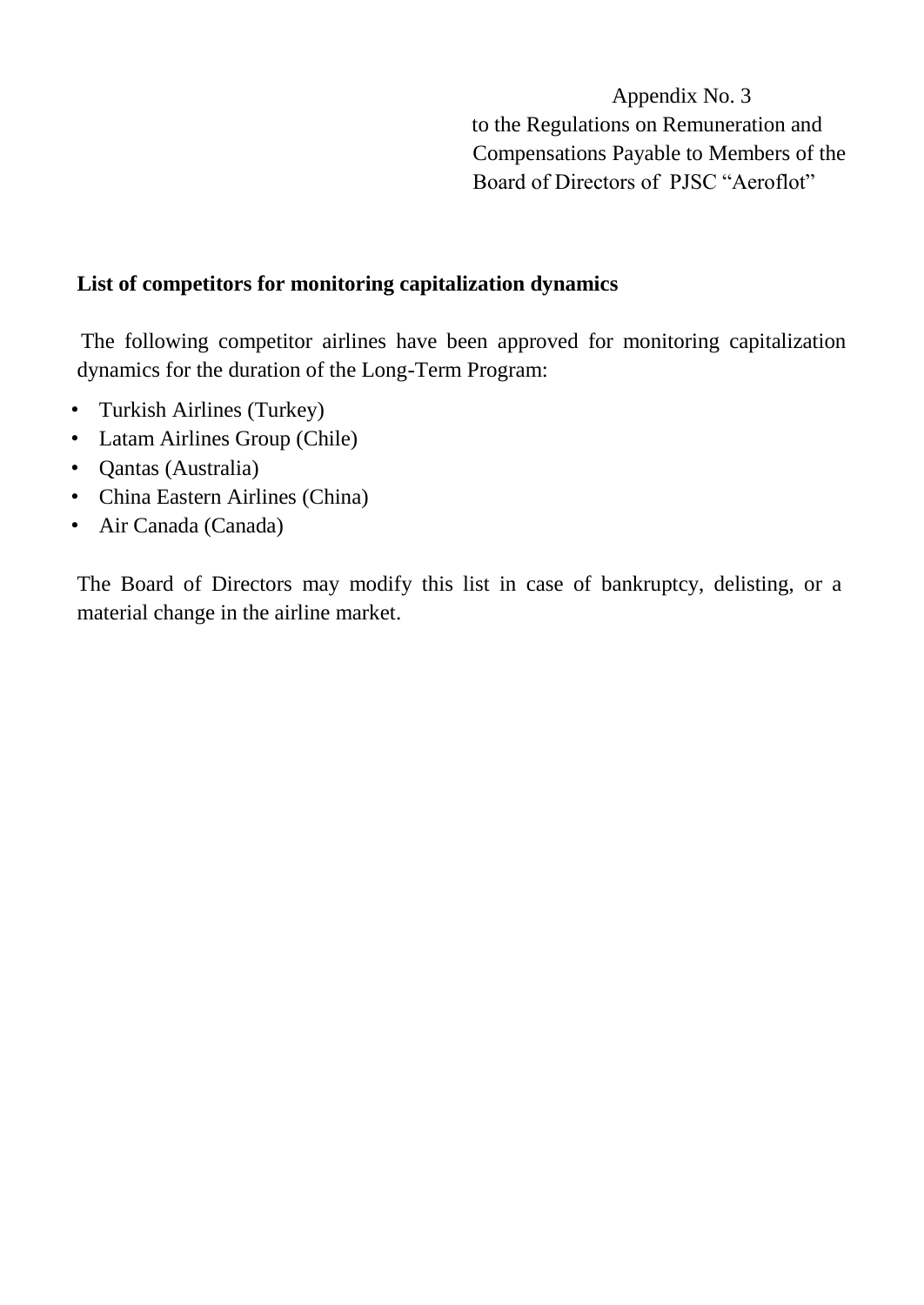Appendix No. 3
to the Regulations on Remuneration and Compensations Payable to Members of the Board of Directors of PJSC "Aeroflot"

**List of competitors for monitoring capitalization dynamics**

The following competitor airlines have been approved for monitoring capitalization dynamics for the duration of the Long-Term Program:

- Turkish Airlines (Turkey)
- Latam Airlines Group (Chile)
- Qantas (Australia)
- China Eastern Airlines (China)
- Air Canada (Canada)

The Board of Directors may modify this list in case of bankruptcy, delisting, or a material change in the airline market.